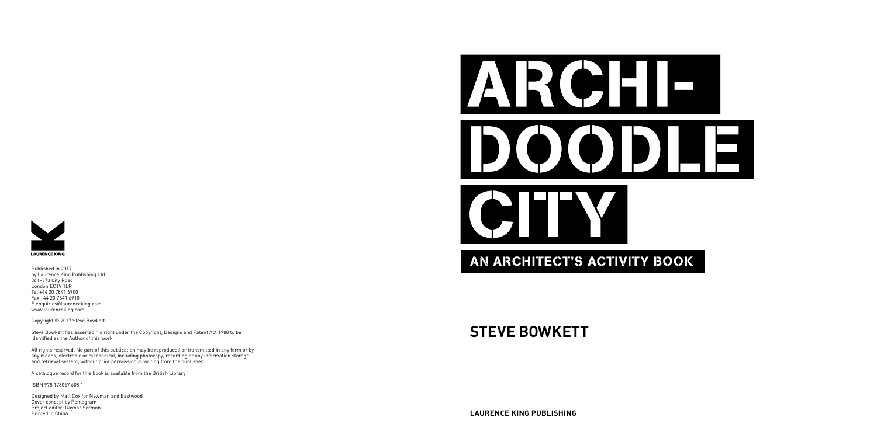# ARCHI-DOODLE CITY

## AN ARCHITECT'S ACTIVITY BOOK

**STEVE BOWKETT**

**LAURENCE KING PUBLISHING**

LAURENCE KING

Published in 2017
by Laurence King Publishing Ltd
361–373 City Road
London EC1V 1LR
Tel +44 20 7841 6900
Fax +44 20 7841 6910
E enquiries@laurenceking.com
www.laurenceking.com

Copyright © 2017 Steve Bowkett

Steve Bowkett has asserted his right under the Copyright, Designs and Patent Act 1988 to be identified as the Author of this work.

All rights reserved. No part of this publication may be reproduced or transmitted in any form or by any means, electronic or mechanical, including photocopy, recording or any information storage and retrieval system, without prior permission in writing from the publisher.

A catalogue record for this book is available from the British Library

ISBN 978 178067 608 1

Designed by Matt Cox for Newman and Eastwood
Cover concept by Pentagram
Project editor: Gaynor Sermon
Printed in China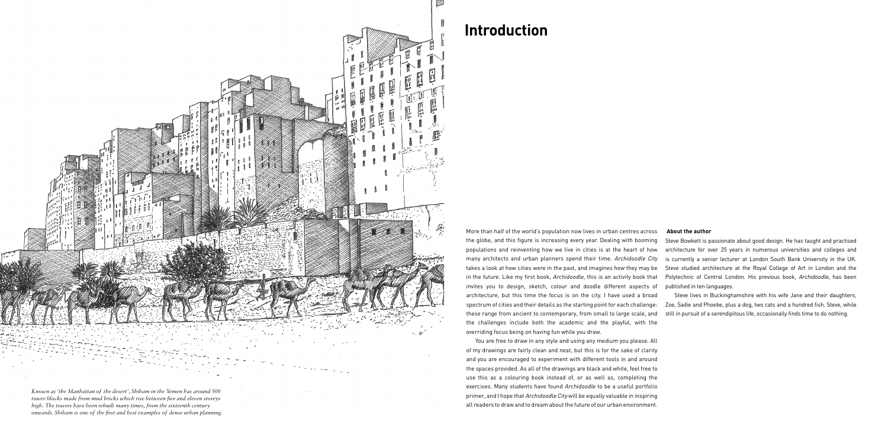*Known as 'the Manhattan of the desert', Shibam in the Yemen has around 500 tower blocks made from mud bricks which rise between five and eleven storeys high. The towers have been rebuilt many times, from the sixteenth century onwards. Shibam is one of the first and best examples of dense urban planning.*

# Introduction

More than half of the world's population now lives in urban centres across the globe, and this figure is increasing every year. Dealing with booming populations and reinventing how we live in cities is at the heart of how many architects and urban planners spend their time. *Archidoodle City* takes a look at how cities were in the past, and imagines how they may be in the future. Like my first book, *Archidoodle*, this is an activity book that invites you to design, sketch, colour and doodle different aspects of architecture, but this time the focus is on the city. I have used a broad spectrum of cities and their details as the starting point for each challenge: these range from ancient to contemporary, from small to large scale, and the challenges include both the academic and the playful, with the overriding focus being on having fun while you draw.

You are free to draw in any style and using any medium you please. All of my drawings are fairly clean and neat, but this is for the sake of clarity and you are encouraged to experiment with different tools in and around the spaces provided. As all of the drawings are black and white, feel free to use this as a colouring book instead of, or as well as, completing the exercises. Many students have found *Archidoodle* to be a useful portfolio primer, and I hope that *Archidoodle City* will be equally valuable in inspiring all readers to draw and to dream about the future of our urban environment.

**About the author**

Steve Bowkett is passionate about good design. He has taught and practised architecture for over 25 years in numerous universities and colleges and is currently a senior lecturer at London South Bank University in the UK. Steve studied architecture at the Royal College of Art in London and the Polytechnic of Central London. His previous book, *Archidoodle*, has been published in ten languages.

Steve lives in Buckinghamshire with his wife Jane and their daughters, Zoe, Sadie and Phoebe, plus a dog, two cats and a hundred fish. Steve, while still in pursuit of a serendipitous life, occasionally finds time to do nothing.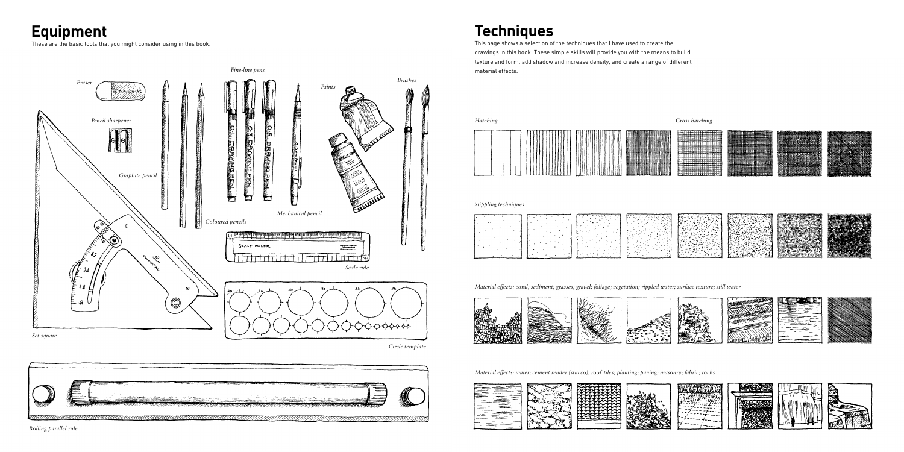# Equipment

These are the basic tools that you might consider using in this book.

*Eraser*

*Pencil sharpener*

*Graphite pencil*

*Coloured pencils*

*Fine-line pens*

*Mechanical pencil*

*Paints*

*Brushes*

*Scale rule*

*Set square*

*Circle template*

*Rolling parallel rule*

# Techniques

This page shows a selection of the techniques that I have used to create the drawings in this book. These simple skills will provide you with the means to build texture and form, add shadow and increase density, and create a range of different material effects.

*Hatching*

*Cross hatching*

*Stippling techniques*

*Material effects: coral; sediment; grasses; gravel; foliage; vegetation; rippled water; surface texture; still water*

*Material effects: water; cement render (stucco); roof tiles; planting; paving; masonry; fabric; rocks*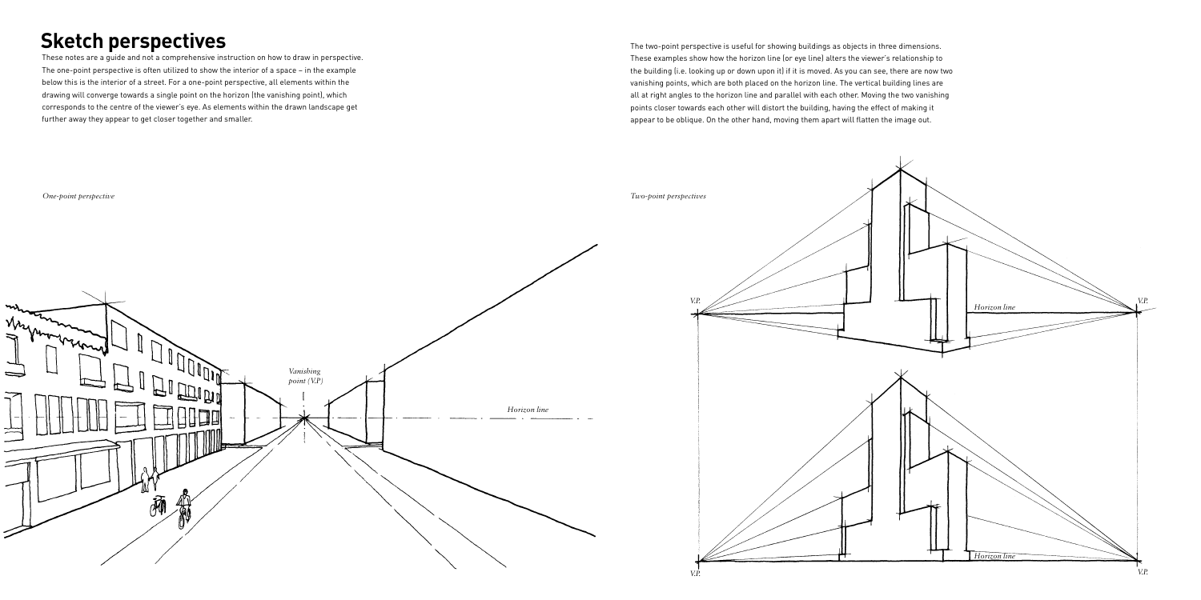# Sketch perspectives

These notes are a guide and not a comprehensive instruction on how to draw in perspective. The one-point perspective is often utilized to show the interior of a space – in the example below this is the interior of a street. For a one-point perspective, all elements within the drawing will converge towards a single point on the horizon (the vanishing point), which corresponds to the centre of the viewer's eye. As elements within the drawn landscape get further away they appear to get closer together and smaller.

*One-point perspective*

*Vanishing point (V.P.)*

*Horizon line*

The two-point perspective is useful for showing buildings as objects in three dimensions. These examples show how the horizon line (or eye line) alters the viewer's relationship to the building (i.e. looking up or down upon it) if it is moved. As you can see, there are now two vanishing points, which are both placed on the horizon line. The vertical building lines are all at right angles to the horizon line and parallel with each other. Moving the two vanishing points closer towards each other will distort the building, having the effect of making it appear to be oblique. On the other hand, moving them apart will flatten the image out.

*Two-point perspectives*

*V.P.* *Horizon line* *V.P.*

*Horizon line*

*V.P.* *V.P.*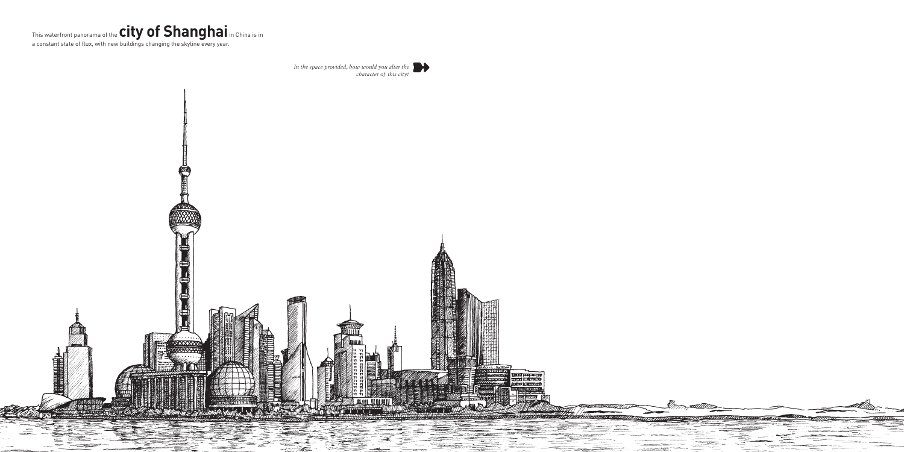This waterfront panorama of the **city of Shanghai** in China is in a constant state of flux, with new buildings changing the skyline every year.

*In the space provided, how would you alter the character of this city?*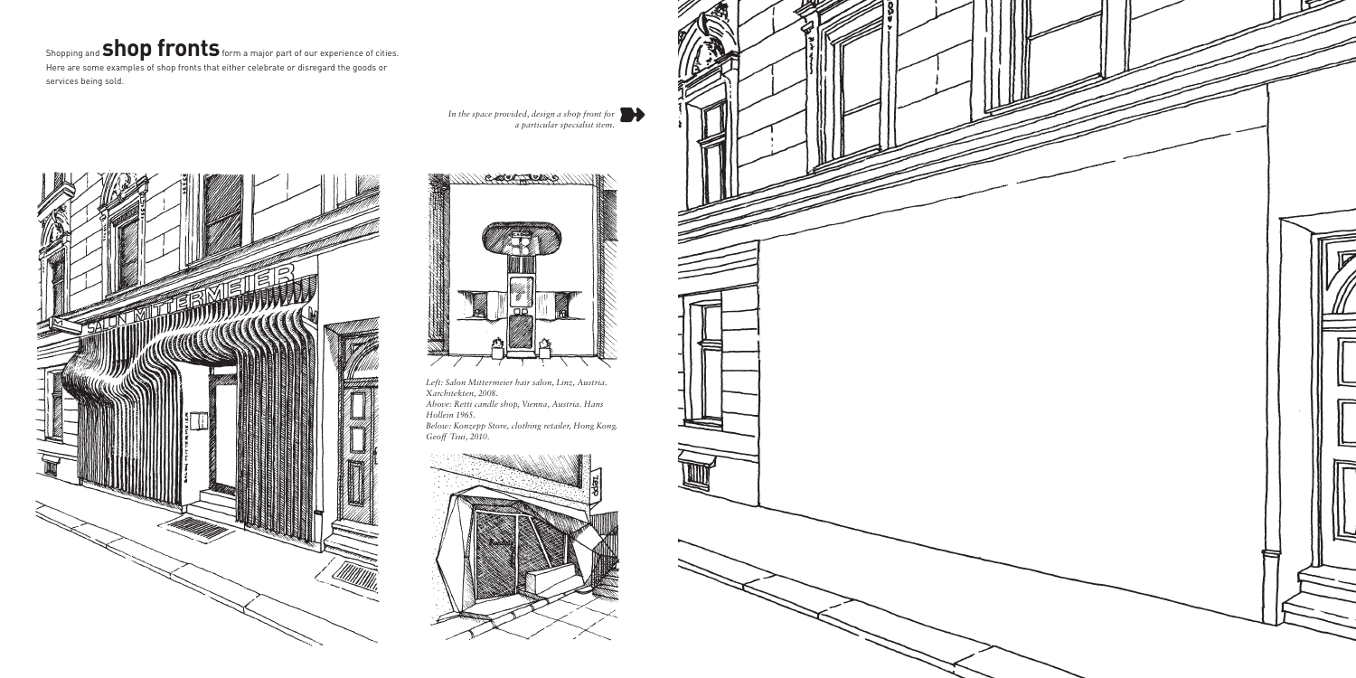Shopping and **shop fronts** form a major part of our experience of cities. Here are some examples of shop fronts that either celebrate or disregard the goods or services being sold.

*In the space provided, design a shop front for a particular specialist item.*

*Left: Salon Mittermeier hair salon, Linz, Austria. Xarchitekten, 2008.*
*Above: Retti candle shop, Vienna, Austria. Hans Hollein 1965.*
*Below: Konzepp Store, clothing retailer, Hong Kong. Geoff Tsui, 2010.*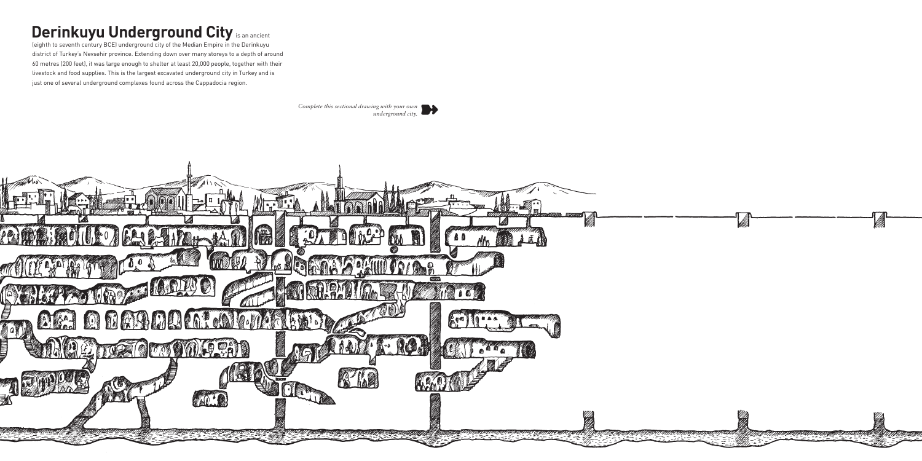# **Derinkuyu Underground City** is an ancient

(eighth to seventh century BCE) underground city of the Median Empire in the Derinkuyu district of Turkey's Nevsehir province. Extending down over many storeys to a depth of around 60 metres (200 feet), it was large enough to shelter at least 20,000 people, together with their livestock and food supplies. This is the largest excavated underground city in Turkey and is just one of several underground complexes found across the Cappadocia region.

*Complete this sectional drawing with your own underground city.*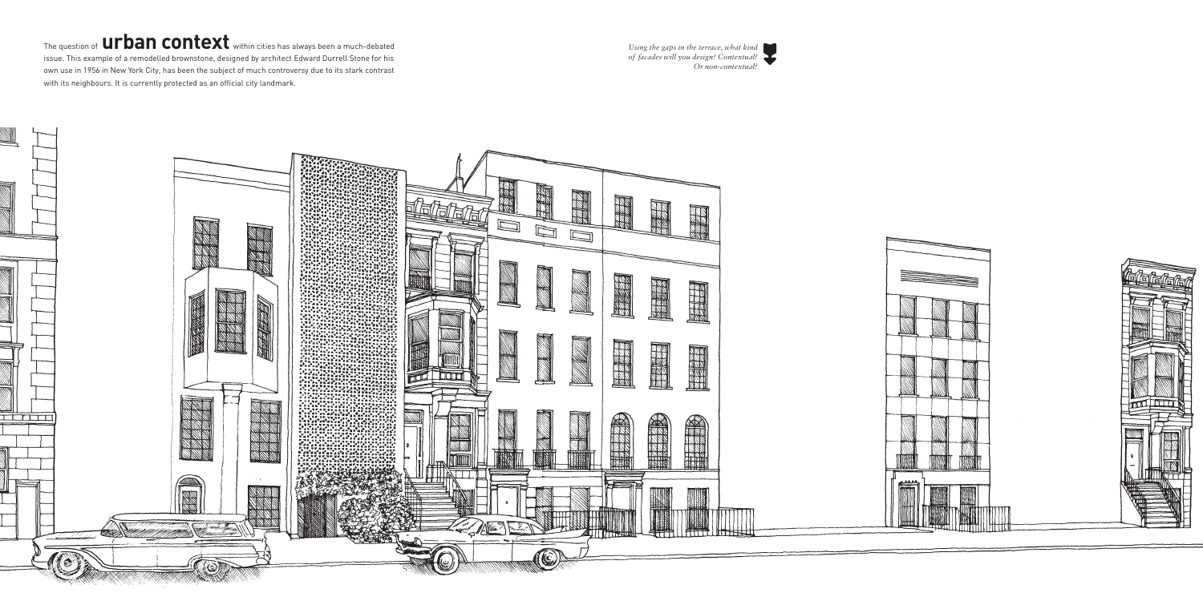The question of **urban context** within cities has always been a much-debated issue. This example of a remodelled brownstone, designed by architect Edward Durrell Stone for his own use in 1956 in New York City, has been the subject of much controversy due to its stark contrast with its neighbours. It is currently protected as an official city landmark.

*Using the gaps in the terrace, what kind of facades will you design? Contextual? Or non-contextual?*